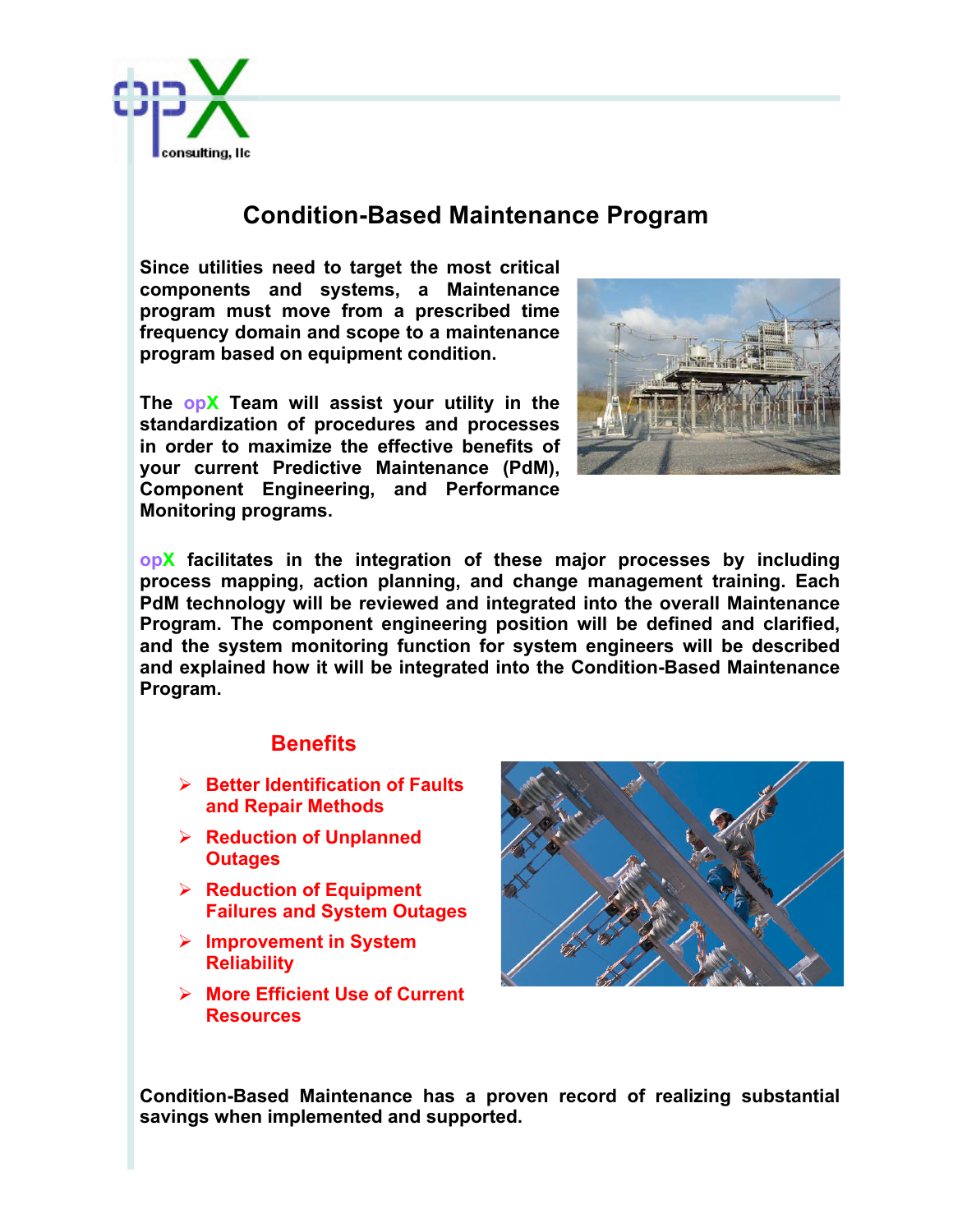opX consulting, llc

# Condition-Based Maintenance Program

**Since utilities need to target the most critical components and systems, a Maintenance program must move from a prescribed time frequency domain and scope to a maintenance program based on equipment condition.**

**The opX Team will assist your utility in the standardization of procedures and processes in order to maximize the effective benefits of your current Predictive Maintenance (PdM), Component Engineering, and Performance Monitoring programs.**

**opX facilitates in the integration of these major processes by including process mapping, action planning, and change management training. Each PdM technology will be reviewed and integrated into the overall Maintenance Program. The component engineering position will be defined and clarified, and the system monitoring function for system engineers will be described and explained how it will be integrated into the Condition-Based Maintenance Program.**

## Benefits

- **Better Identification of Faults and Repair Methods**
- **Reduction of Unplanned Outages**
- **Reduction of Equipment Failures and System Outages**
- **Improvement in System Reliability**
- **More Efficient Use of Current Resources**

**Condition-Based Maintenance has a proven record of realizing substantial savings when implemented and supported.**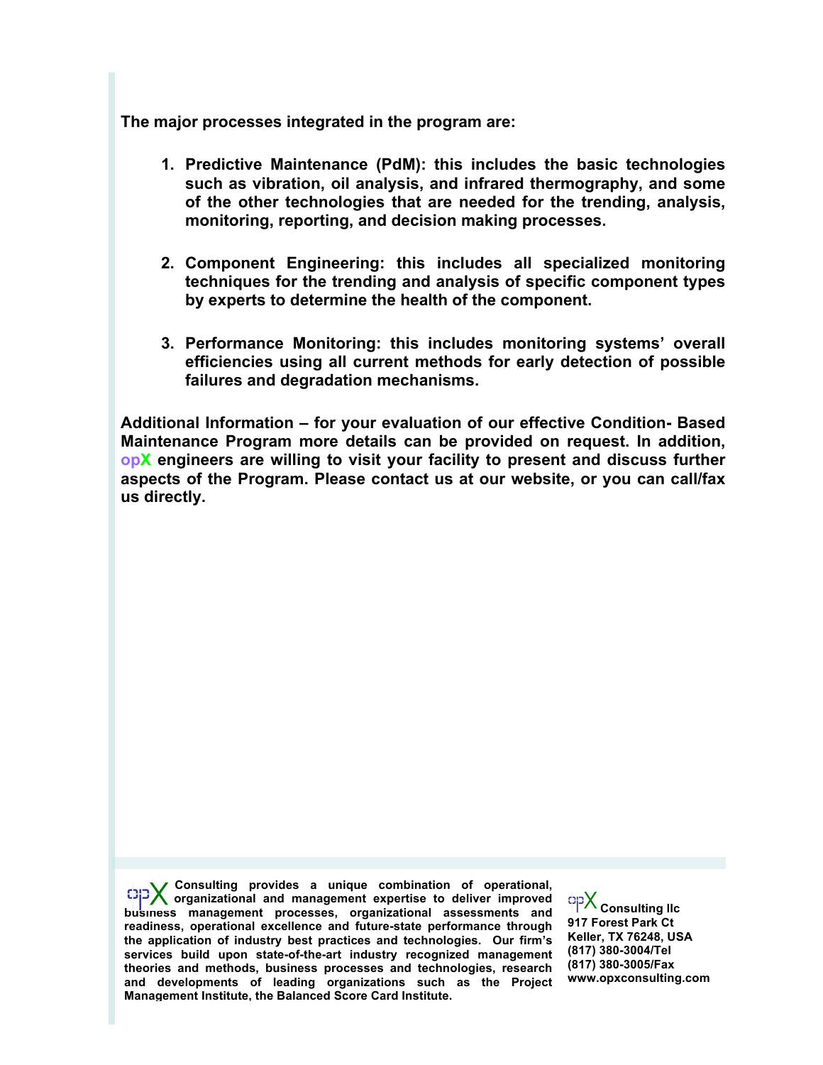**The major processes integrated in the program are:**

1. **Predictive Maintenance (PdM): this includes the basic technologies such as vibration, oil analysis, and infrared thermography, and some of the other technologies that are needed for the trending, analysis, monitoring, reporting, and decision making processes.**

2. **Component Engineering: this includes all specialized monitoring techniques for the trending and analysis of specific component types by experts to determine the health of the component.**

3. **Performance Monitoring: this includes monitoring systems' overall efficiencies using all current methods for early detection of possible failures and degradation mechanisms.**

**Additional Information – for your evaluation of our effective Condition- Based Maintenance Program more details can be provided on request. In addition, opX engineers are willing to visit your facility to present and discuss further aspects of the Program. Please contact us at our website, or you can call/fax us directly.**

**opX Consulting provides a unique combination of operational, organizational and management expertise to deliver improved business management processes, organizational assessments and readiness, operational excellence and future-state performance through the application of industry best practices and technologies. Our firm's services build upon state-of-the-art industry recognized management theories and methods, business processes and technologies, research and developments of leading organizations such as the Project Management Institute, the Balanced Score Card Institute.**

**opX Consulting llc**
**917 Forest Park Ct**
**Keller, TX 76248, USA**
**(817) 380-3004/Tel**
**(817) 380-3005/Fax**
**www.opxconsulting.com**